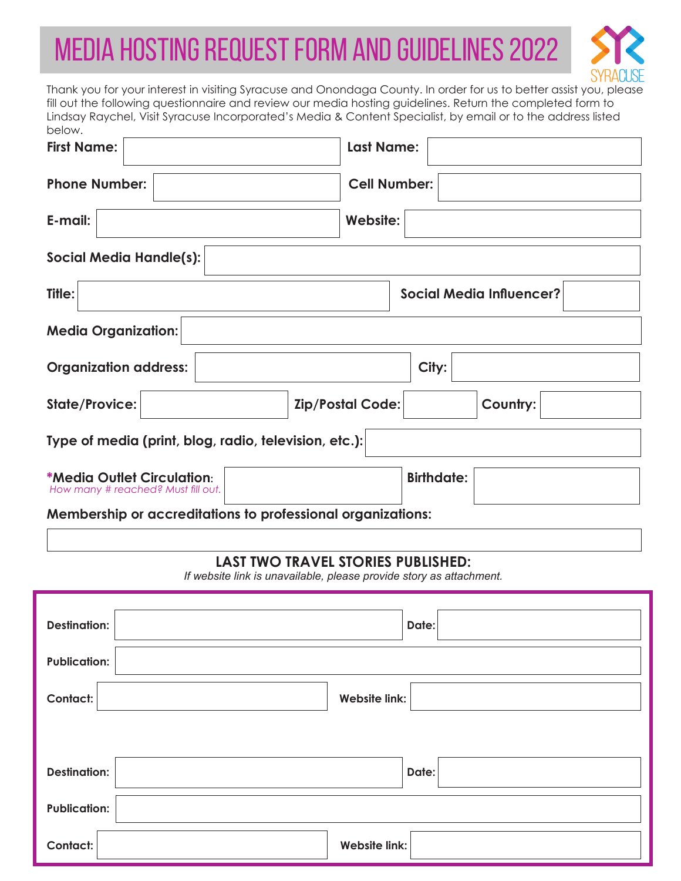# MEDIA HOSTING REQUEST FORM AND GUIDELINES 2022

SYRACUSE

Thank you for your interest in visiting Syracuse and Onondaga County. In order for us to better assist you, please fill out the following questionnaire and review our media hosting guidelines. Return the completed form to Lindsay Raychel, Visit Syracuse Incorporated's Media & Content Specialist, by email or to the address listed below.

**First Name:** 

**Last Name:** 

**Phone Number:** 

**Cell Number:** 

**E-mail:** 

**Website:** 

**Social Media Handle(s):** 

**Title:** 

**Social Media Influencer?** 

**Media Organization:** 

**Organization address:** 

**City:** 

**State/Provice:** 

**Zip/Postal Code:** 

**Country:** 

**Type of media (print, blog, radio, television, etc.):** 

**\*Media Outlet Circulation:** *How many # reached? Must fill out.*

**Birthdate:** 

**Membership or accreditations to professional organizations:**

## LAST TWO TRAVEL STORIES PUBLISHED:

*If website link is unavailable, please provide story as attachment.*

**Destination:** 

**Date:** 

**Publication:** 

**Contact:** 

**Website link:** 

**Destination:** 

**Date:** 

**Publication:** 

**Contact:** 

**Website link:**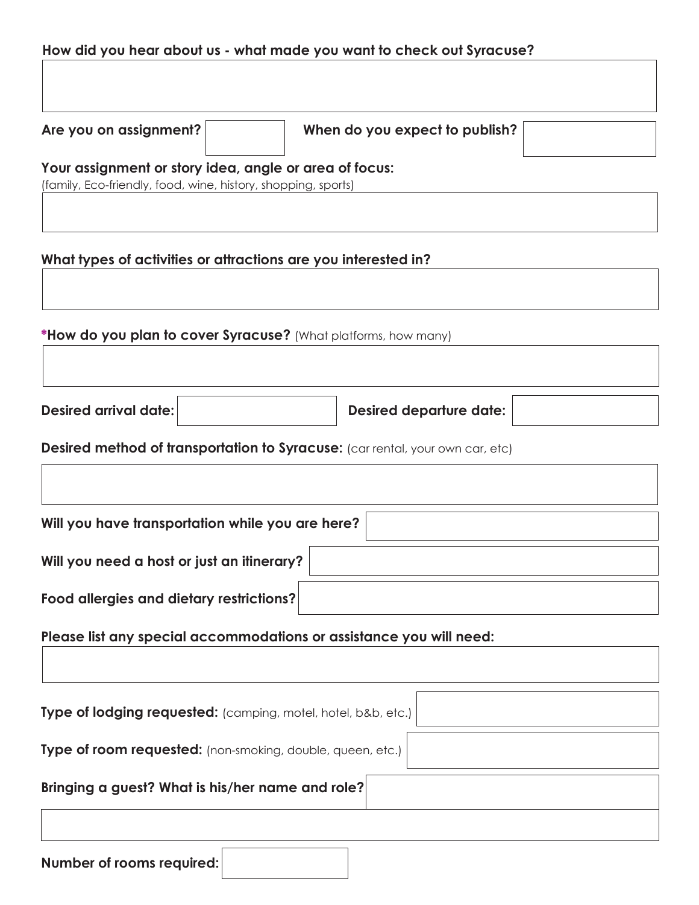**How did you hear about us - what made you want to check out Syracuse?**

**Are you on assignment?** **When do you expect to publish?**

**Your assignment or story idea, angle or area of focus:**
(family, Eco-friendly, food, wine, history, shopping, sports)

**What types of activities or attractions are you interested in?**

***How do you plan to cover Syracuse?** (What platforms, how many)

**Desired arrival date:** **Desired departure date:**

**Desired method of transportation to Syracuse:** (car rental, your own car, etc)

**Will you have transportation while you are here?**

**Will you need a host or just an itinerary?**

**Food allergies and dietary restrictions?**

**Please list any special accommodations or assistance you will need:**

**Type of lodging requested:** (camping, motel, hotel, b&b, etc.)

**Type of room requested:** (non-smoking, double, queen, etc.)

**Bringing a guest? What is his/her name and role?**

**Number of rooms required:**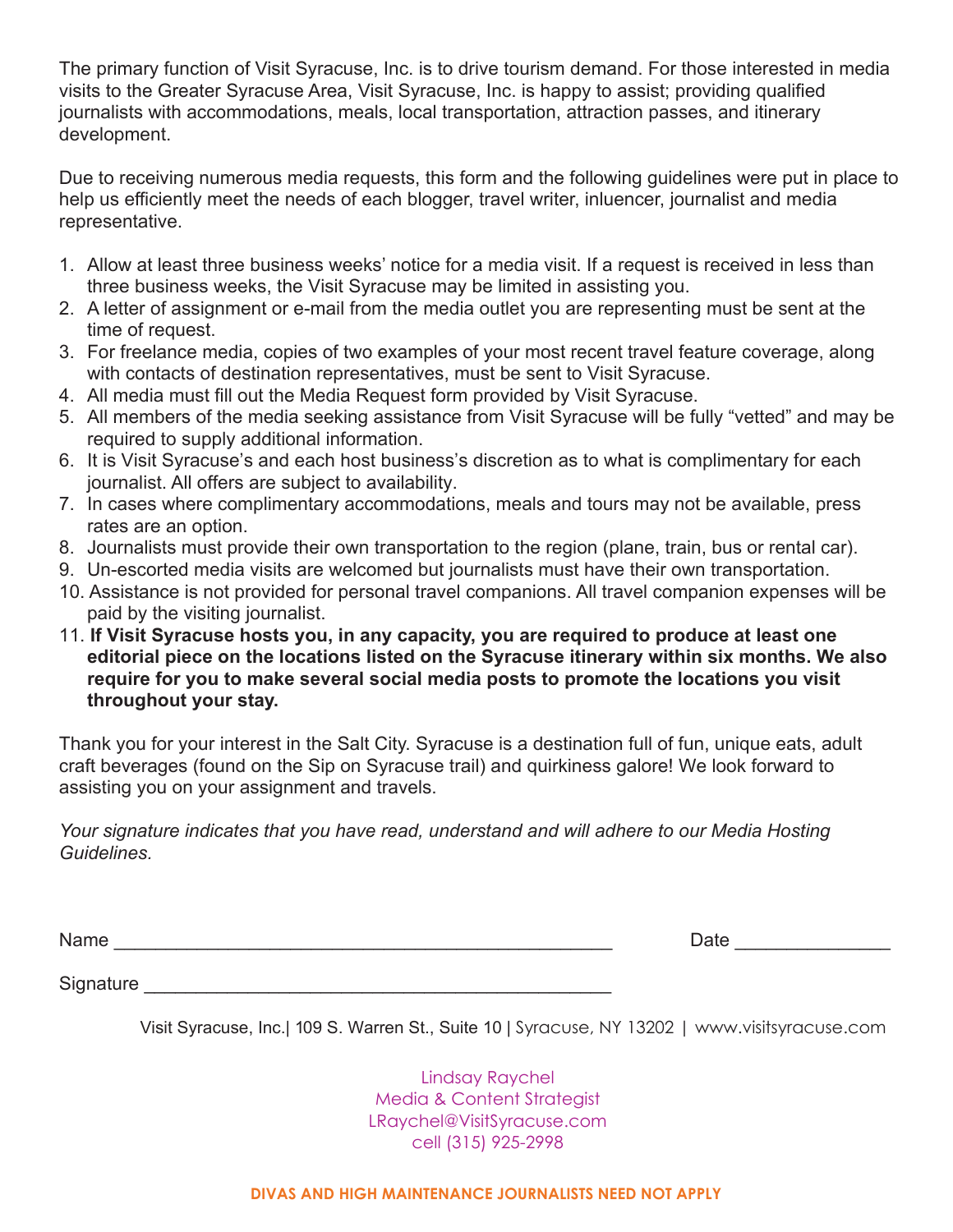The primary function of Visit Syracuse, Inc. is to drive tourism demand. For those interested in media visits to the Greater Syracuse Area, Visit Syracuse, Inc. is happy to assist; providing qualified journalists with accommodations, meals, local transportation, attraction passes, and itinerary development.

Due to receiving numerous media requests, this form and the following guidelines were put in place to help us efficiently meet the needs of each blogger, travel writer, inluencer, journalist and media representative.

1. Allow at least three business weeks' notice for a media visit. If a request is received in less than three business weeks, the Visit Syracuse may be limited in assisting you.
2. A letter of assignment or e-mail from the media outlet you are representing must be sent at the time of request.
3. For freelance media, copies of two examples of your most recent travel feature coverage, along with contacts of destination representatives, must be sent to Visit Syracuse.
4. All media must fill out the Media Request form provided by Visit Syracuse.
5. All members of the media seeking assistance from Visit Syracuse will be fully "vetted" and may be required to supply additional information.
6. It is Visit Syracuse's and each host business's discretion as to what is complimentary for each journalist. All offers are subject to availability.
7. In cases where complimentary accommodations, meals and tours may not be available, press rates are an option.
8. Journalists must provide their own transportation to the region (plane, train, bus or rental car).
9. Un-escorted media visits are welcomed but journalists must have their own transportation.
10. Assistance is not provided for personal travel companions. All travel companion expenses will be paid by the visiting journalist.
11. **If Visit Syracuse hosts you, in any capacity, you are required to produce at least one editorial piece on the locations listed on the Syracuse itinerary within six months. We also require for you to make several social media posts to promote the locations you visit throughout your stay.**

Thank you for your interest in the Salt City. Syracuse is a destination full of fun, unique eats, adult craft beverages (found on the Sip on Syracuse trail) and quirkiness galore! We look forward to assisting you on your assignment and travels.

*Your signature indicates that you have read, understand and will adhere to our Media Hosting Guidelines.*

Name _______________________________________________ Date _______________

Signature _____________________________________________

Visit Syracuse, Inc.| 109 S. Warren St., Suite 10 | Syracuse, NY 13202 | www.visitsyracuse.com

Lindsay Raychel
Media & Content Strategist
LRaychel@VisitSyracuse.com
cell (315) 925-2998

**DIVAS AND HIGH MAINTENANCE JOURNALISTS NEED NOT APPLY**